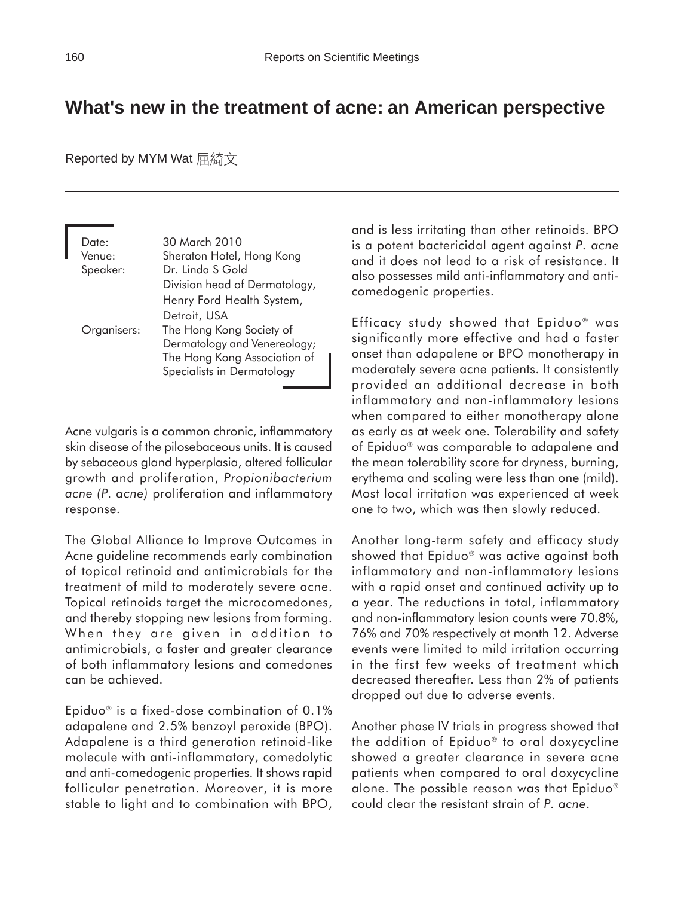# What's new in the treatment of acne: an American perspective

Reported by MYM Wat 屈綺文

| | |
|---|---|
| Date: | 30 March 2010 |
| Venue: | Sheraton Hotel, Hong Kong |
| Speaker: | Dr. Linda S Gold<br>Division head of Dermatology,<br>Henry Ford Health System,<br>Detroit, USA |
| Organisers: | The Hong Kong Society of Dermatology and Venereology;<br>The Hong Kong Association of Specialists in Dermatology |

Acne vulgaris is a common chronic, inflammatory skin disease of the pilosebaceous units. It is caused by sebaceous gland hyperplasia, altered follicular growth and proliferation, *Propionibacterium acne (P. acne)* proliferation and inflammatory response.

The Global Alliance to Improve Outcomes in Acne guideline recommends early combination of topical retinoid and antimicrobials for the treatment of mild to moderately severe acne. Topical retinoids target the microcomedones, and thereby stopping new lesions from forming. When they are given in addition to antimicrobials, a faster and greater clearance of both inflammatory lesions and comedones can be achieved.

Epiduo® is a fixed-dose combination of 0.1% adapalene and 2.5% benzoyl peroxide (BPO). Adapalene is a third generation retinoid-like molecule with anti-inflammatory, comedolytic and anti-comedogenic properties. It shows rapid follicular penetration. Moreover, it is more stable to light and to combination with BPO, and is less irritating than other retinoids. BPO is a potent bactericidal agent against *P. acne* and it does not lead to a risk of resistance. It also possesses mild anti-inflammatory and anti-comedogenic properties.

Efficacy study showed that Epiduo® was significantly more effective and had a faster onset than adapalene or BPO monotherapy in moderately severe acne patients. It consistently provided an additional decrease in both inflammatory and non-inflammatory lesions when compared to either monotherapy alone as early as at week one. Tolerability and safety of Epiduo® was comparable to adapalene and the mean tolerability score for dryness, burning, erythema and scaling were less than one (mild). Most local irritation was experienced at week one to two, which was then slowly reduced.

Another long-term safety and efficacy study showed that Epiduo® was active against both inflammatory and non-inflammatory lesions with a rapid onset and continued activity up to a year. The reductions in total, inflammatory and non-inflammatory lesion counts were 70.8%, 76% and 70% respectively at month 12. Adverse events were limited to mild irritation occurring in the first few weeks of treatment which decreased thereafter. Less than 2% of patients dropped out due to adverse events.

Another phase IV trials in progress showed that the addition of Epiduo® to oral doxycycline showed a greater clearance in severe acne patients when compared to oral doxycycline alone. The possible reason was that Epiduo® could clear the resistant strain of *P. acne*.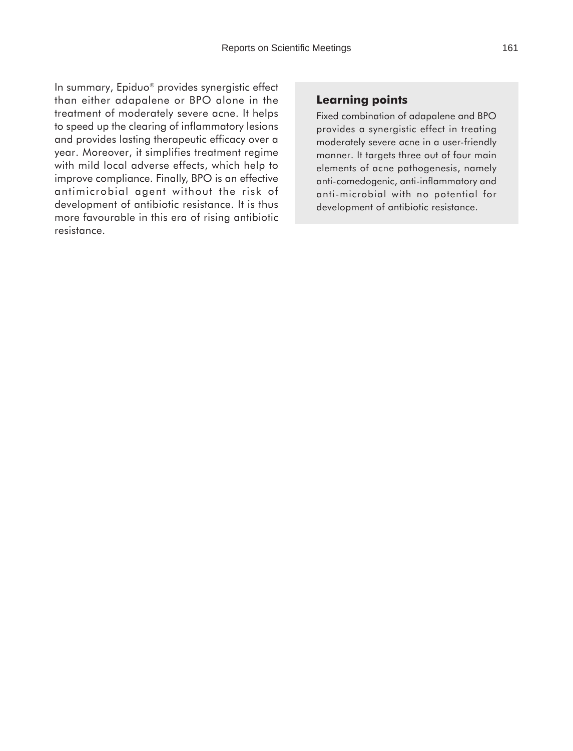In summary, Epiduo® provides synergistic effect than either adapalene or BPO alone in the treatment of moderately severe acne. It helps to speed up the clearing of inflammatory lesions and provides lasting therapeutic efficacy over a year. Moreover, it simplifies treatment regime with mild local adverse effects, which help to improve compliance. Finally, BPO is an effective antimicrobial agent without the risk of development of antibiotic resistance. It is thus more favourable in this era of rising antibiotic resistance.

### Learning points

Fixed combination of adapalene and BPO provides a synergistic effect in treating moderately severe acne in a user-friendly manner. It targets three out of four main elements of acne pathogenesis, namely anti-comedogenic, anti-inflammatory and anti-microbial with no potential for development of antibiotic resistance.